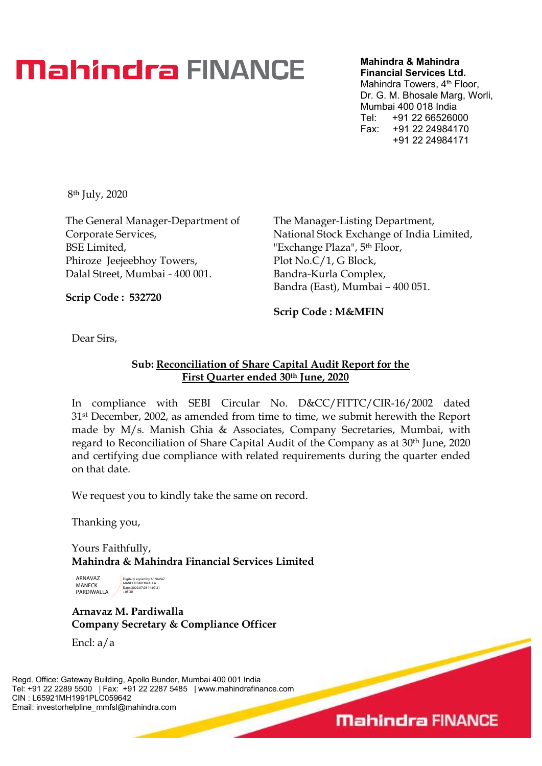# Mahindra FINANCE

**Mahindra & Mahindra Financial Services Ltd.**
Mahindra Towers, 4th Floor,
Dr. G. M. Bhosale Marg, Worli,
Mumbai 400 018 India
Tel: +91 22 66526000
Fax: +91 22 24984170
+91 22 24984171

8th July, 2020

The General Manager-Department of Corporate Services,
BSE Limited,
Phiroze Jeejeebhoy Towers,
Dalal Street, Mumbai - 400 001.

**Scrip Code : 532720**

The Manager-Listing Department,
National Stock Exchange of India Limited,
"Exchange Plaza", 5th Floor,
Plot No.C/1, G Block,
Bandra-Kurla Complex,
Bandra (East), Mumbai – 400 051.

**Scrip Code : M&MFIN**

Dear Sirs,

**Sub: Reconciliation of Share Capital Audit Report for the First Quarter ended 30th June, 2020**

In compliance with SEBI Circular No. D&CC/FITTC/CIR-16/2002 dated 31st December, 2002, as amended from time to time, we submit herewith the Report made by M/s. Manish Ghia & Associates, Company Secretaries, Mumbai, with regard to Reconciliation of Share Capital Audit of the Company as at 30th June, 2020 and certifying due compliance with related requirements during the quarter ended on that date.

We request you to kindly take the same on record.

Thanking you,

Yours Faithfully,
**Mahindra & Mahindra Financial Services Limited**

ARNAVAZ MANECK PARDIWALLA
Digitally signed by ARNAVAZ MANECK PARDIWALLA
Date: 2020.07.08 14:07:21 +05'30'

**Arnavaz M. Pardiwalla**
**Company Secretary & Compliance Officer**

Encl: a/a

Regd. Office: Gateway Building, Apollo Bunder, Mumbai 400 001 India
Tel: +91 22 2289 5500 | Fax: +91 22 2287 5485 | www.mahindrafinance.com
CIN : L65921MH1991PLC059642
Email: investorhelpline_mmfsl@mahindra.com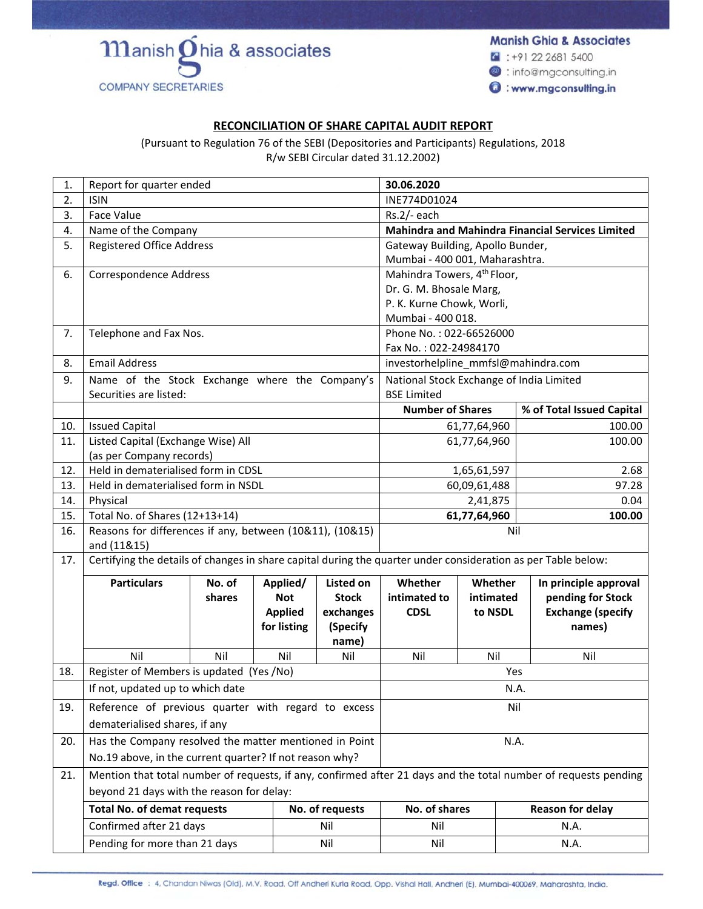Manish Ghia & associates

COMPANY SECRETARIES

**Manish Ghia & Associates**

: +91 22 2681 5400

: info@mgconsulting.in

: **www.mgconsulting.in**

## RECONCILIATION OF SHARE CAPITAL AUDIT REPORT

(Pursuant to Regulation 76 of the SEBI (Depositories and Participants) Regulations, 2018
R/w SEBI Circular dated 31.12.2002)

| | | | |
|---|---|---|---|
| 1. | Report for quarter ended | **30.06.2020** | |
| 2. | ISIN | INE774D01024 | |
| 3. | Face Value | Rs.2/- each | |
| 4. | Name of the Company | **Mahindra and Mahindra Financial Services Limited** | |
| 5. | Registered Office Address | Gateway Building, Apollo Bunder, Mumbai - 400 001, Maharashtra. | |
| 6. | Correspondence Address | Mahindra Towers, 4th Floor, Dr. G. M. Bhosale Marg, P. K. Kurne Chowk, Worli, Mumbai - 400 018. | |
| 7. | Telephone and Fax Nos. | Phone No. : 022-66526000 Fax No. : 022-24984170 | |
| 8. | Email Address | investorhelpline_mmfsl@mahindra.com | |
| 9. | Name of the Stock Exchange where the Company's Securities are listed: | National Stock Exchange of India Limited BSE Limited | |
| | | **Number of Shares** | **% of Total Issued Capital** |
| 10. | Issued Capital | 61,77,64,960 | 100.00 |
| 11. | Listed Capital (Exchange Wise) All (as per Company records) | 61,77,64,960 | 100.00 |
| 12. | Held in dematerialised form in CDSL | 1,65,61,597 | 2.68 |
| 13. | Held in dematerialised form in NSDL | 60,09,61,488 | 97.28 |
| 14. | Physical | 2,41,875 | 0.04 |
| 15. | Total No. of Shares (12+13+14) | **61,77,64,960** | **100.00** |
| 16. | Reasons for differences if any, between (10&11), (10&15) and (11&15) | Nil | |

17\. Certifying the details of changes in share capital during the quarter under consideration as per Table below:

| Particulars | No. of shares | Applied/ Not Applied for listing | Listed on Stock exchanges (Specify name) | Whether intimated to CDSL | Whether intimated to NSDL | In principle approval pending for Stock Exchange (specify names) |
|---|---|---|---|---|---|---|
| Nil | Nil | Nil | Nil | Nil | Nil | Nil |

| | | |
|---|---|---|
| 18. | Register of Members is updated (Yes /No) | Yes |
| | If not, updated up to which date | N.A. |
| 19. | Reference of previous quarter with regard to excess dematerialised shares, if any | Nil |
| 20. | Has the Company resolved the matter mentioned in Point No.19 above, in the current quarter? If not reason why? | N.A. |

21\. Mention that total number of requests, if any, confirmed after 21 days and the total number of requests pending beyond 21 days with the reason for delay:

| **Total No. of demat requests** | **No. of requests** | **No. of shares** | **Reason for delay** |
|---|---|---|---|
| Confirmed after 21 days | Nil | Nil | N.A. |
| Pending for more than 21 days | Nil | Nil | N.A. |

**Regd. Office** : 4, Chandan Niwas (Old), M.V. Road, Off Andheri Kurla Road, Opp. Vishal Hall, Andheri (E), Mumbai-400069, Maharashta, India.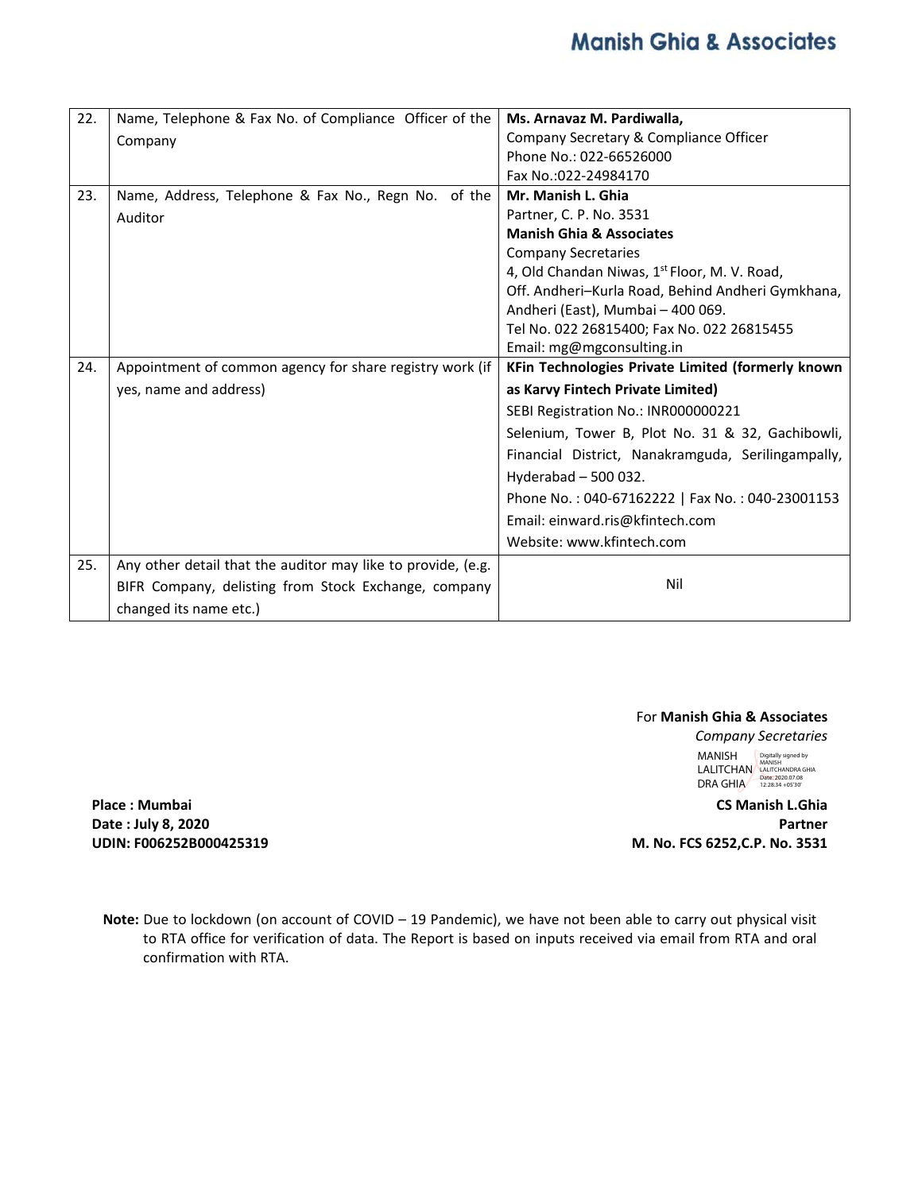| | | |
|---|---|---|
| 22. | Name, Telephone & Fax No. of Compliance Officer of the Company | **Ms. Arnavaz M. Pardiwalla,**<br>Company Secretary & Compliance Officer<br>Phone No.: 022-66526000<br>Fax No.:022-24984170 |
| 23. | Name, Address, Telephone & Fax No., Regn No. of the Auditor | **Mr. Manish L. Ghia**<br>Partner, C. P. No. 3531<br>**Manish Ghia & Associates**<br>Company Secretaries<br>4, Old Chandan Niwas, 1st Floor, M. V. Road,<br>Off. Andheri–Kurla Road, Behind Andheri Gymkhana,<br>Andheri (East), Mumbai – 400 069.<br>Tel No. 022 26815400; Fax No. 022 26815455<br>Email: mg@mgconsulting.in |
| 24. | Appointment of common agency for share registry work (if yes, name and address) | **KFin Technologies Private Limited (formerly known as Karvy Fintech Private Limited)**<br>SEBI Registration No.: INR000000221<br>Selenium, Tower B, Plot No. 31 & 32, Gachibowli, Financial District, Nanakramguda, Serilingampally, Hyderabad – 500 032.<br>Phone No. : 040-67162222 \| Fax No. : 040-23001153<br>Email: einward.ris@kfintech.com<br>Website: www.kfintech.com |
| 25. | Any other detail that the auditor may like to provide, (e.g. BIFR Company, delisting from Stock Exchange, company changed its name etc.) | Nil |

For **Manish Ghia & Associates**
*Company Secretaries*

MANISH LALITCHANDRA GHIA
Digitally signed by MANISH LALITCHANDRA GHIA
Date: 2020.07.08 12:28:34 +05'30'

**CS Manish L.Ghia**
**Partner**
**M. No. FCS 6252,C.P. No. 3531**

**Place : Mumbai**
**Date : July 8, 2020**
**UDIN: F006252B000425319**

**Note:** Due to lockdown (on account of COVID – 19 Pandemic), we have not been able to carry out physical visit to RTA office for verification of data. The Report is based on inputs received via email from RTA and oral confirmation with RTA.